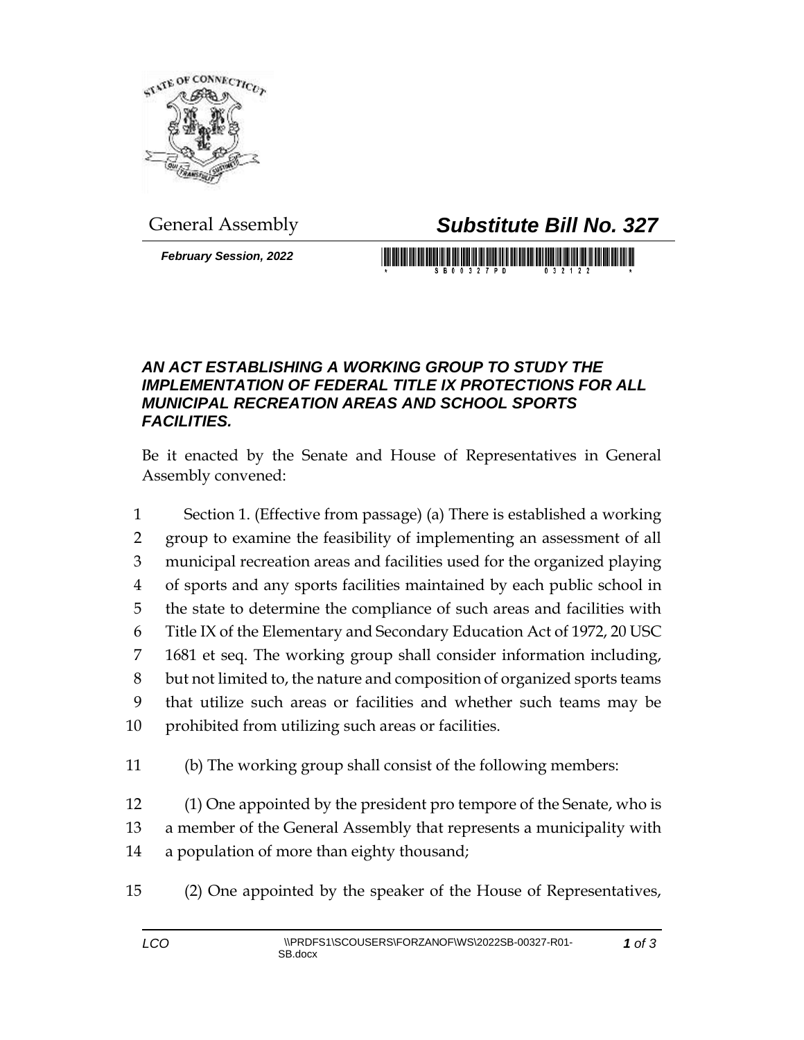General Assembly

# *Substitute Bill No. 327*

***February Session, 2022***

### *AN ACT ESTABLISHING A WORKING GROUP TO STUDY THE IMPLEMENTATION OF FEDERAL TITLE IX PROTECTIONS FOR ALL MUNICIPAL RECREATION AREAS AND SCHOOL SPORTS FACILITIES.*

Be it enacted by the Senate and House of Representatives in General Assembly convened:

1 Section 1. (Effective from passage) (a) There is established a working
2 group to examine the feasibility of implementing an assessment of all
3 municipal recreation areas and facilities used for the organized playing
4 of sports and any sports facilities maintained by each public school in
5 the state to determine the compliance of such areas and facilities with
6 Title IX of the Elementary and Secondary Education Act of 1972, 20 USC
7 1681 et seq. The working group shall consider information including,
8 but not limited to, the nature and composition of organized sports teams
9 that utilize such areas or facilities and whether such teams may be
10 prohibited from utilizing such areas or facilities.

11 (b) The working group shall consist of the following members:

12 (1) One appointed by the president pro tempore of the Senate, who is
13 a member of the General Assembly that represents a municipality with
14 a population of more than eighty thousand;

15 (2) One appointed by the speaker of the House of Representatives,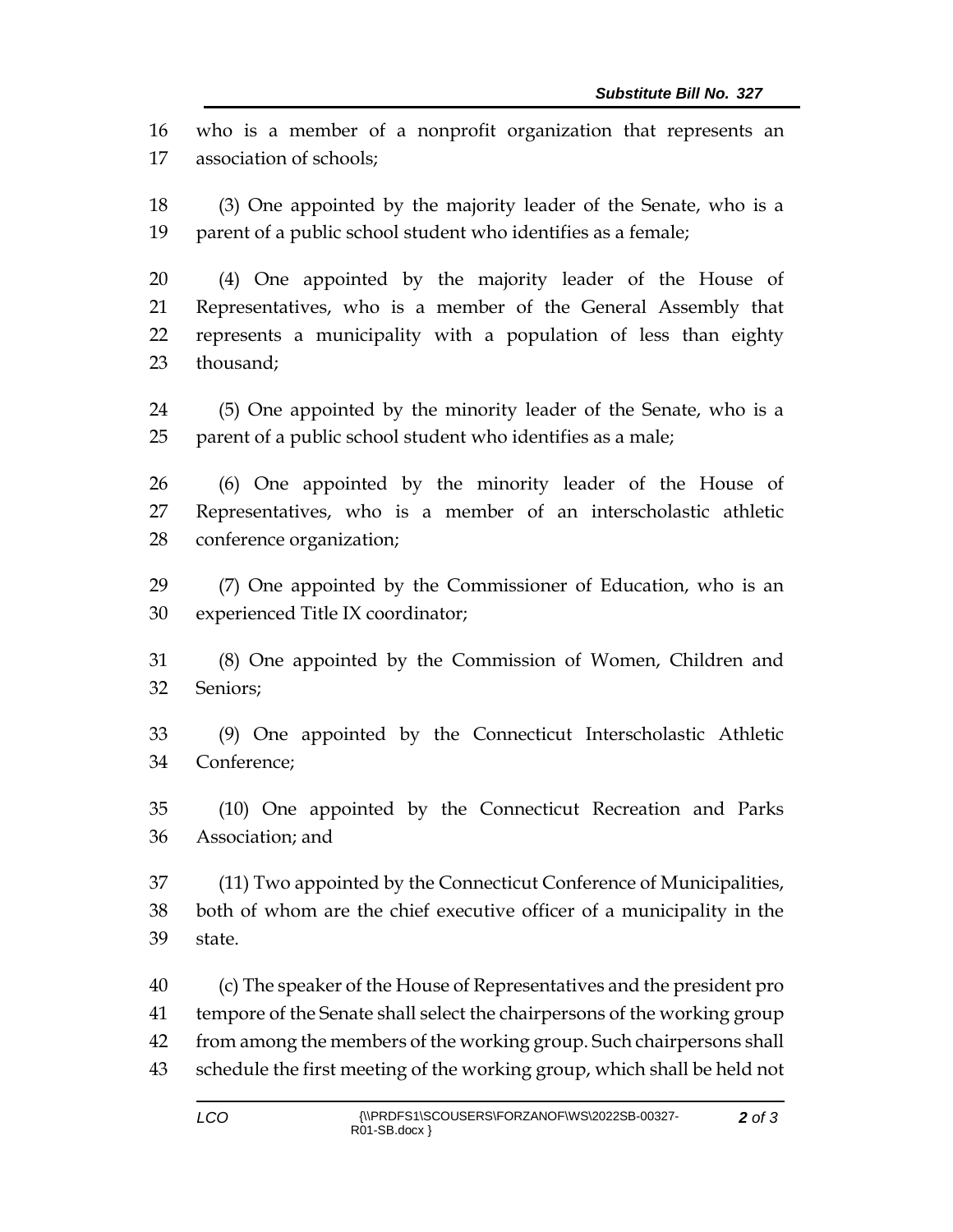who is a member of a nonprofit organization that represents an association of schools;

(3) One appointed by the majority leader of the Senate, who is a parent of a public school student who identifies as a female;

(4) One appointed by the majority leader of the House of Representatives, who is a member of the General Assembly that represents a municipality with a population of less than eighty thousand;

(5) One appointed by the minority leader of the Senate, who is a parent of a public school student who identifies as a male;

(6) One appointed by the minority leader of the House of Representatives, who is a member of an interscholastic athletic conference organization;

(7) One appointed by the Commissioner of Education, who is an experienced Title IX coordinator;

(8) One appointed by the Commission of Women, Children and Seniors;

(9) One appointed by the Connecticut Interscholastic Athletic Conference;

(10) One appointed by the Connecticut Recreation and Parks Association; and

(11) Two appointed by the Connecticut Conference of Municipalities, both of whom are the chief executive officer of a municipality in the state.

(c) The speaker of the House of Representatives and the president pro tempore of the Senate shall select the chairpersons of the working group from among the members of the working group. Such chairpersons shall schedule the first meeting of the working group, which shall be held not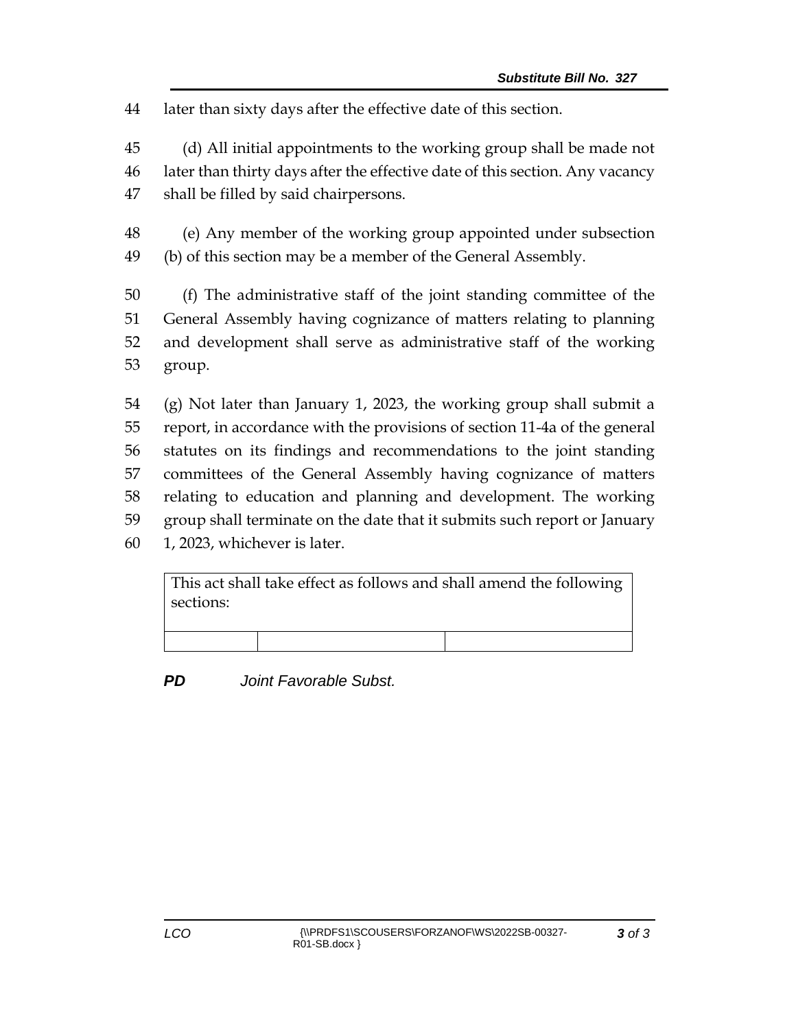later than sixty days after the effective date of this section.

(d) All initial appointments to the working group shall be made not later than thirty days after the effective date of this section. Any vacancy shall be filled by said chairpersons.

(e) Any member of the working group appointed under subsection (b) of this section may be a member of the General Assembly.

(f) The administrative staff of the joint standing committee of the General Assembly having cognizance of matters relating to planning and development shall serve as administrative staff of the working group.

(g) Not later than January 1, 2023, the working group shall submit a report, in accordance with the provisions of section 11-4a of the general statutes on its findings and recommendations to the joint standing committees of the General Assembly having cognizance of matters relating to education and planning and development. The working group shall terminate on the date that it submits such report or January 1, 2023, whichever is later.

| This act shall take effect as follows and shall amend the following sections: | | |
|---|---|---|
| | | |

***PD*** *Joint Favorable Subst.*